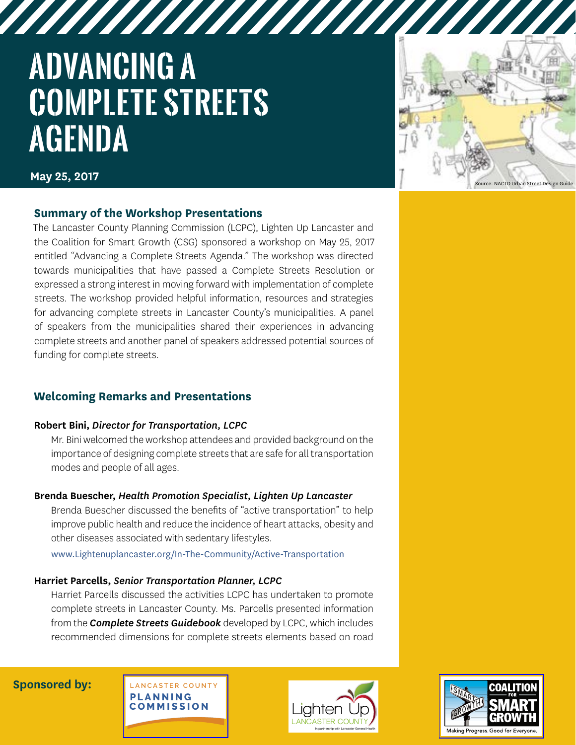# ADVANCING A COMPLETE STREETS AGENDA

**May 25, 2017**

Source: NACTO Urban Street Design Guide

## Summary of the Workshop Presentations

The Lancaster County Planning Commission (LCPC), Lighten Up Lancaster and the Coalition for Smart Growth (CSG) sponsored a workshop on May 25, 2017 entitled "Advancing a Complete Streets Agenda." The workshop was directed towards municipalities that have passed a Complete Streets Resolution or expressed a strong interest in moving forward with implementation of complete streets. The workshop provided helpful information, resources and strategies for advancing complete streets in Lancaster County's municipalities. A panel of speakers from the municipalities shared their experiences in advancing complete streets and another panel of speakers addressed potential sources of funding for complete streets.

## Welcoming Remarks and Presentations

**Robert Bini,** ***Director for Transportation, LCPC***

Mr. Bini welcomed the workshop attendees and provided background on the importance of designing complete streets that are safe for all transportation modes and people of all ages.

**Brenda Buescher,** ***Health Promotion Specialist, Lighten Up Lancaster***

Brenda Buescher discussed the benefits of "active transportation" to help improve public health and reduce the incidence of heart attacks, obesity and other diseases associated with sedentary lifestyles.

www.Lightenuplancaster.org/In-The-Community/Active-Transportation

**Harriet Parcells,** ***Senior Transportation Planner, LCPC***

Harriet Parcells discussed the activities LCPC has undertaken to promote complete streets in Lancaster County. Ms. Parcells presented information from the ***Complete Streets Guidebook*** developed by LCPC, which includes recommended dimensions for complete streets elements based on road

**Sponsored by:** Lancaster County Planning Commission; Lighten Up Lancaster County (In partnership with Lancaster General Health); Coalition for Smart Growth (Making Progress. Good for Everyone.)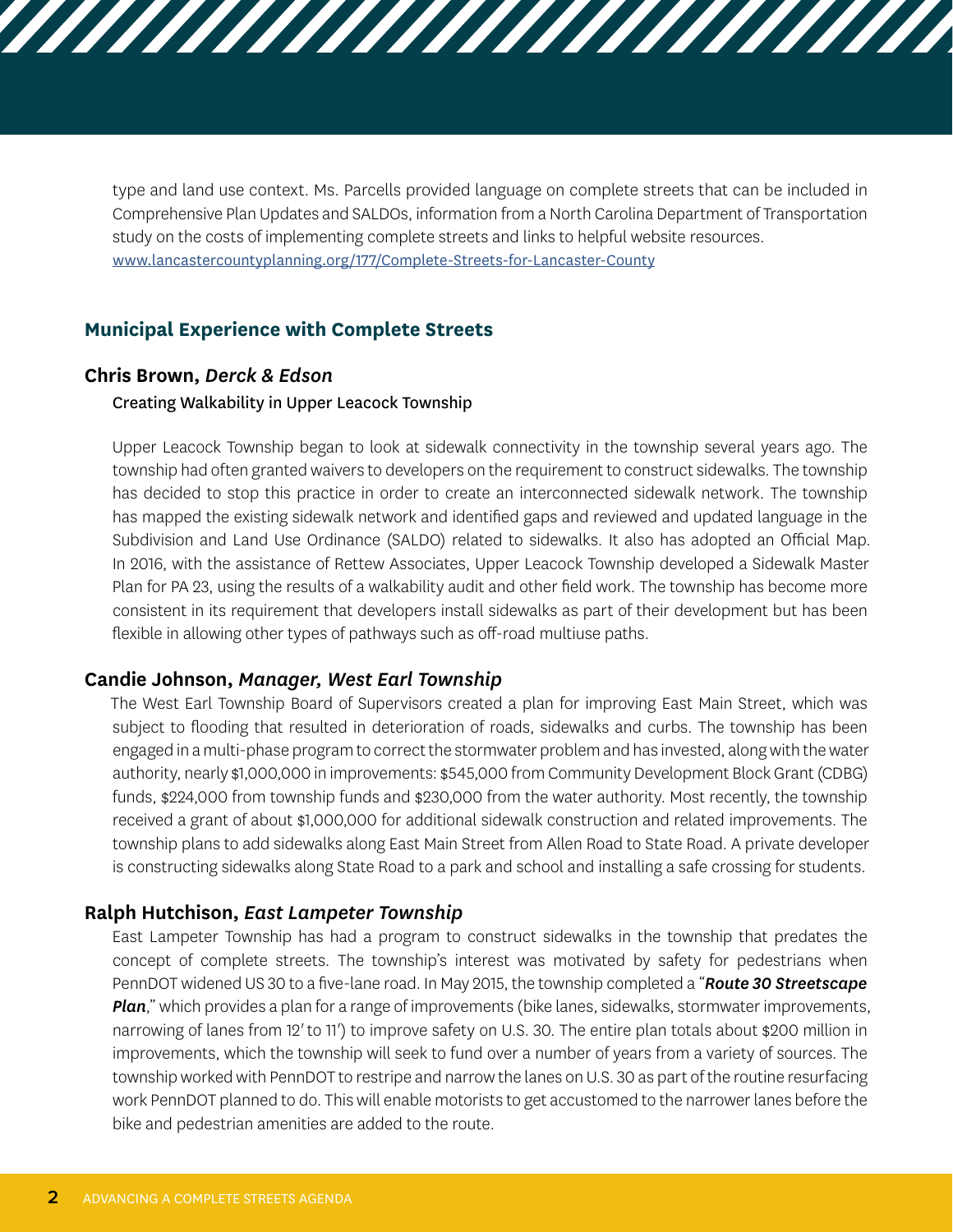type and land use context. Ms. Parcells provided language on complete streets that can be included in Comprehensive Plan Updates and SALDOs, information from a North Carolina Department of Transportation study on the costs of implementing complete streets and links to helpful website resources.
www.lancastercountyplanning.org/177/Complete-Streets-for-Lancaster-County

## Municipal Experience with Complete Streets

### Chris Brown, *Derck & Edson*

Creating Walkability in Upper Leacock Township

Upper Leacock Township began to look at sidewalk connectivity in the township several years ago. The township had often granted waivers to developers on the requirement to construct sidewalks. The township has decided to stop this practice in order to create an interconnected sidewalk network. The township has mapped the existing sidewalk network and identified gaps and reviewed and updated language in the Subdivision and Land Use Ordinance (SALDO) related to sidewalks. It also has adopted an Official Map. In 2016, with the assistance of Rettew Associates, Upper Leacock Township developed a Sidewalk Master Plan for PA 23, using the results of a walkability audit and other field work. The township has become more consistent in its requirement that developers install sidewalks as part of their development but has been flexible in allowing other types of pathways such as off-road multiuse paths.

### Candie Johnson, *Manager, West Earl Township*

The West Earl Township Board of Supervisors created a plan for improving East Main Street, which was subject to flooding that resulted in deterioration of roads, sidewalks and curbs. The township has been engaged in a multi-phase program to correct the stormwater problem and has invested, along with the water authority, nearly $1,000,000 in improvements: $545,000 from Community Development Block Grant (CDBG) funds, $224,000 from township funds and $230,000 from the water authority. Most recently, the township received a grant of about $1,000,000 for additional sidewalk construction and related improvements. The township plans to add sidewalks along East Main Street from Allen Road to State Road. A private developer is constructing sidewalks along State Road to a park and school and installing a safe crossing for students.

### Ralph Hutchison, *East Lampeter Township*

East Lampeter Township has had a program to construct sidewalks in the township that predates the concept of complete streets. The township's interest was motivated by safety for pedestrians when PennDOT widened US 30 to a five-lane road. In May 2015, the township completed a "***Route 30 Streetscape Plan***," which provides a plan for a range of improvements (bike lanes, sidewalks, stormwater improvements, narrowing of lanes from 12′ to 11′) to improve safety on U.S. 30. The entire plan totals about $200 million in improvements, which the township will seek to fund over a number of years from a variety of sources. The township worked with PennDOT to restripe and narrow the lanes on U.S. 30 as part of the routine resurfacing work PennDOT planned to do. This will enable motorists to get accustomed to the narrower lanes before the bike and pedestrian amenities are added to the route.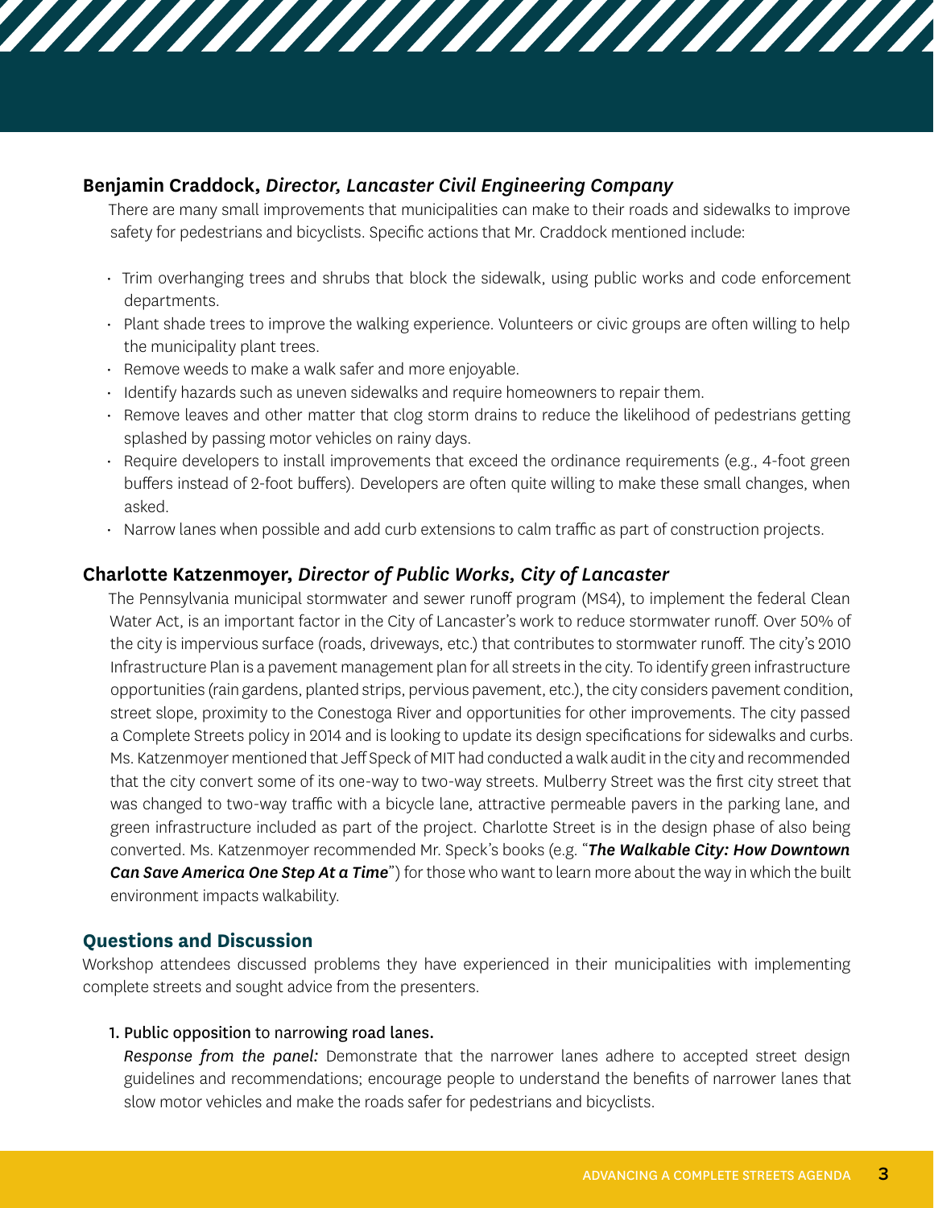**Benjamin Craddock,** ***Director, Lancaster Civil Engineering Company***

There are many small improvements that municipalities can make to their roads and sidewalks to improve safety for pedestrians and bicyclists. Specific actions that Mr. Craddock mentioned include:

- Trim overhanging trees and shrubs that block the sidewalk, using public works and code enforcement departments.
- Plant shade trees to improve the walking experience. Volunteers or civic groups are often willing to help the municipality plant trees.
- Remove weeds to make a walk safer and more enjoyable.
- Identify hazards such as uneven sidewalks and require homeowners to repair them.
- Remove leaves and other matter that clog storm drains to reduce the likelihood of pedestrians getting splashed by passing motor vehicles on rainy days.
- Require developers to install improvements that exceed the ordinance requirements (e.g., 4-foot green buffers instead of 2-foot buffers). Developers are often quite willing to make these small changes, when asked.
- Narrow lanes when possible and add curb extensions to calm traffic as part of construction projects.

**Charlotte Katzenmoyer,** ***Director of Public Works, City of Lancaster***

The Pennsylvania municipal stormwater and sewer runoff program (MS4), to implement the federal Clean Water Act, is an important factor in the City of Lancaster's work to reduce stormwater runoff. Over 50% of the city is impervious surface (roads, driveways, etc.) that contributes to stormwater runoff. The city's 2010 Infrastructure Plan is a pavement management plan for all streets in the city. To identify green infrastructure opportunities (rain gardens, planted strips, pervious pavement, etc.), the city considers pavement condition, street slope, proximity to the Conestoga River and opportunities for other improvements. The city passed a Complete Streets policy in 2014 and is looking to update its design specifications for sidewalks and curbs. Ms. Katzenmoyer mentioned that Jeff Speck of MIT had conducted a walk audit in the city and recommended that the city convert some of its one-way to two-way streets. Mulberry Street was the first city street that was changed to two-way traffic with a bicycle lane, attractive permeable pavers in the parking lane, and green infrastructure included as part of the project. Charlotte Street is in the design phase of also being converted. Ms. Katzenmoyer recommended Mr. Speck's books (e.g. "***The Walkable City: How Downtown Can Save America One Step At a Time***") for those who want to learn more about the way in which the built environment impacts walkability.

## Questions and Discussion

Workshop attendees discussed problems they have experienced in their municipalities with implementing complete streets and sought advice from the presenters.

1. Public opposition to narrowing road lanes.

   *Response from the panel:* Demonstrate that the narrower lanes adhere to accepted street design guidelines and recommendations; encourage people to understand the benefits of narrower lanes that slow motor vehicles and make the roads safer for pedestrians and bicyclists.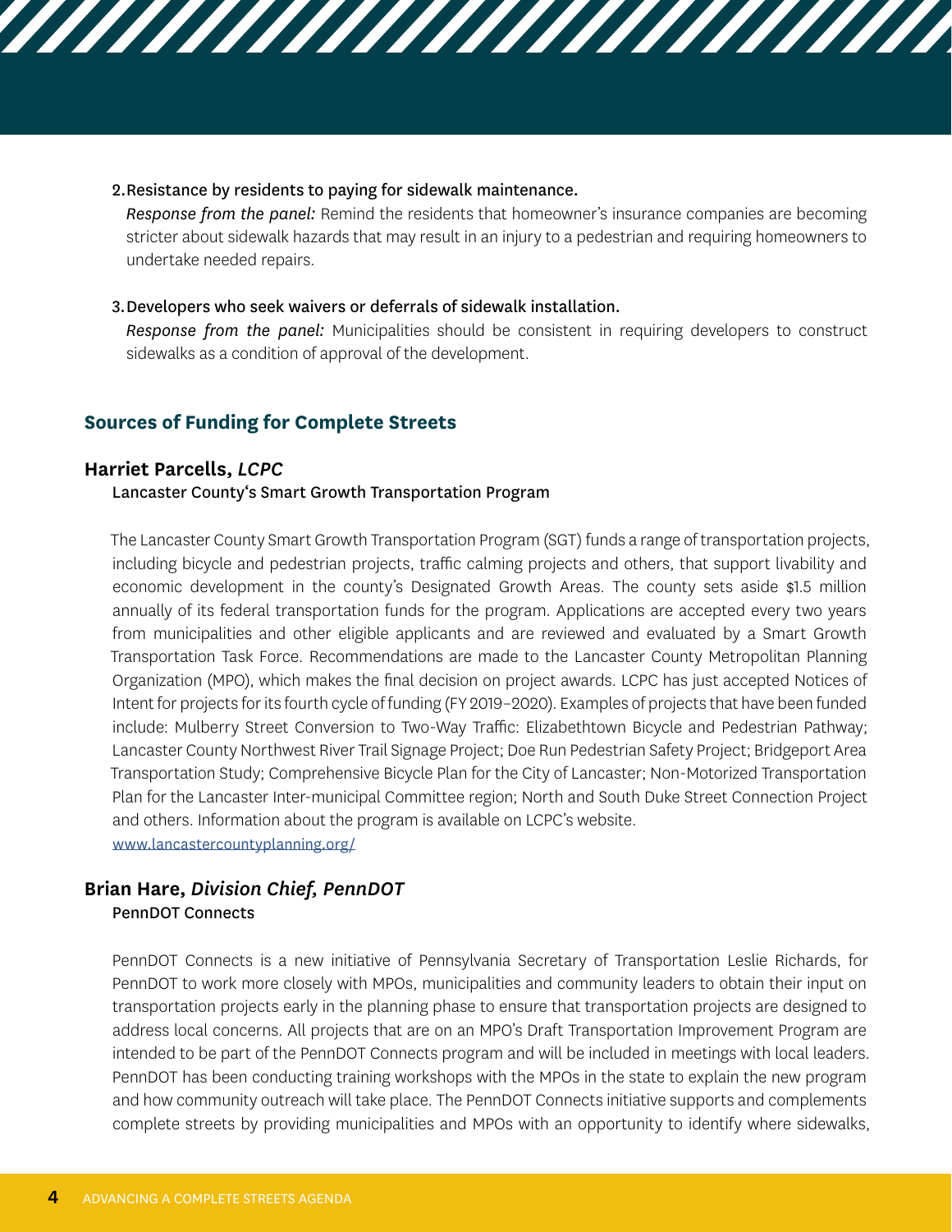2. Resistance by residents to paying for sidewalk maintenance.
   *Response from the panel:* Remind the residents that homeowner's insurance companies are becoming stricter about sidewalk hazards that may result in an injury to a pedestrian and requiring homeowners to undertake needed repairs.

3. Developers who seek waivers or deferrals of sidewalk installation.
   *Response from the panel:* Municipalities should be consistent in requiring developers to construct sidewalks as a condition of approval of the development.

## Sources of Funding for Complete Streets

### Harriet Parcells, *LCPC*

Lancaster County's Smart Growth Transportation Program

The Lancaster County Smart Growth Transportation Program (SGT) funds a range of transportation projects, including bicycle and pedestrian projects, traffic calming projects and others, that support livability and economic development in the county's Designated Growth Areas. The county sets aside $1.5 million annually of its federal transportation funds for the program. Applications are accepted every two years from municipalities and other eligible applicants and are reviewed and evaluated by a Smart Growth Transportation Task Force. Recommendations are made to the Lancaster County Metropolitan Planning Organization (MPO), which makes the final decision on project awards. LCPC has just accepted Notices of Intent for projects for its fourth cycle of funding (FY 2019–2020). Examples of projects that have been funded include: Mulberry Street Conversion to Two-Way Traffic: Elizabethtown Bicycle and Pedestrian Pathway; Lancaster County Northwest River Trail Signage Project; Doe Run Pedestrian Safety Project; Bridgeport Area Transportation Study; Comprehensive Bicycle Plan for the City of Lancaster; Non-Motorized Transportation Plan for the Lancaster Inter-municipal Committee region; North and South Duke Street Connection Project and others. Information about the program is available on LCPC's website. www.lancastercountyplanning.org/

### Brian Hare, *Division Chief, PennDOT*

PennDOT Connects

PennDOT Connects is a new initiative of Pennsylvania Secretary of Transportation Leslie Richards, for PennDOT to work more closely with MPOs, municipalities and community leaders to obtain their input on transportation projects early in the planning phase to ensure that transportation projects are designed to address local concerns. All projects that are on an MPO's Draft Transportation Improvement Program are intended to be part of the PennDOT Connects program and will be included in meetings with local leaders. PennDOT has been conducting training workshops with the MPOs in the state to explain the new program and how community outreach will take place. The PennDOT Connects initiative supports and complements complete streets by providing municipalities and MPOs with an opportunity to identify where sidewalks,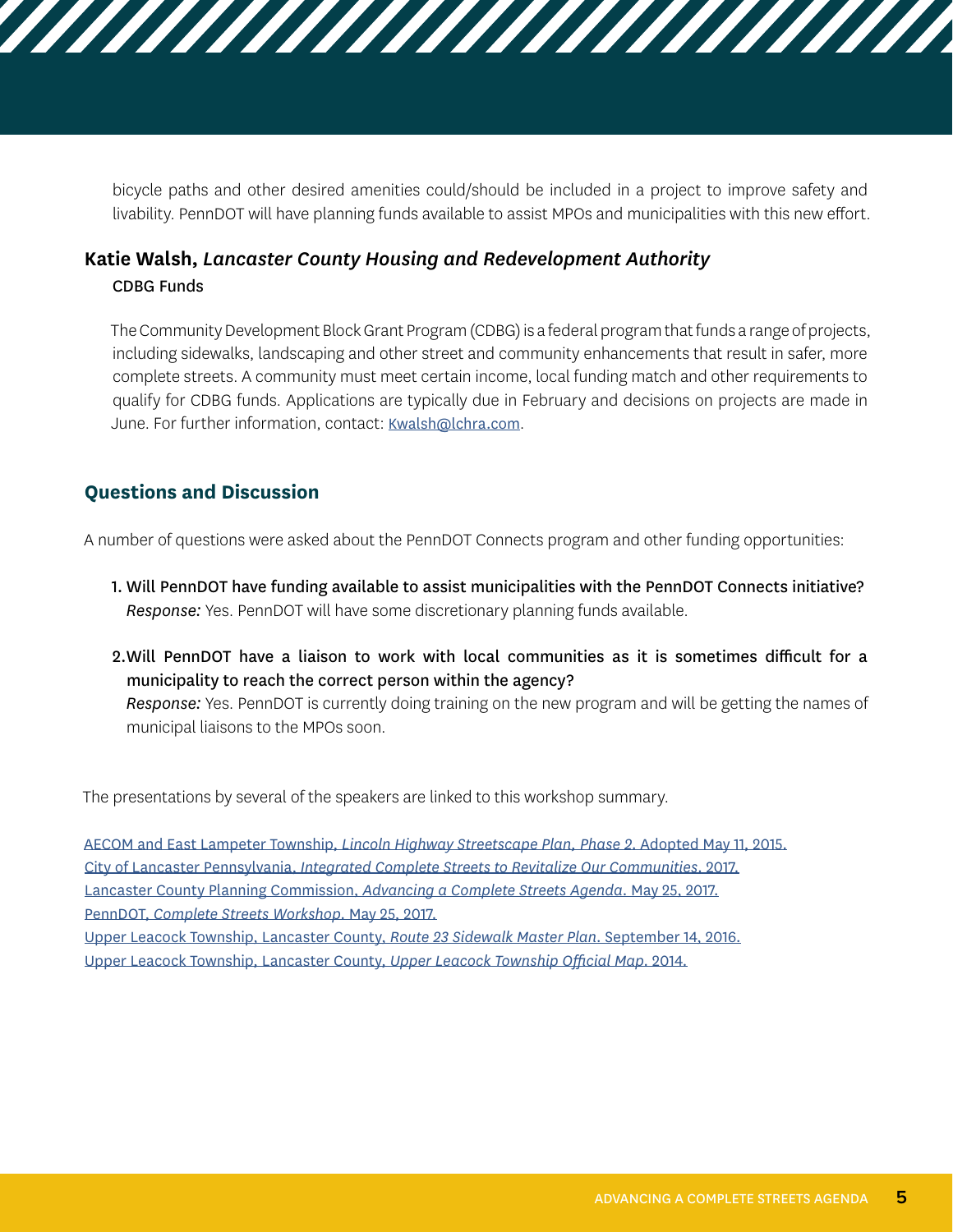bicycle paths and other desired amenities could/should be included in a project to improve safety and livability. PennDOT will have planning funds available to assist MPOs and municipalities with this new effort.

### Katie Walsh, *Lancaster County Housing and Redevelopment Authority*

CDBG Funds

The Community Development Block Grant Program (CDBG) is a federal program that funds a range of projects, including sidewalks, landscaping and other street and community enhancements that result in safer, more complete streets. A community must meet certain income, local funding match and other requirements to qualify for CDBG funds. Applications are typically due in February and decisions on projects are made in June. For further information, contact: Kwalsh@lchra.com.

## Questions and Discussion

A number of questions were asked about the PennDOT Connects program and other funding opportunities:

1. Will PennDOT have funding available to assist municipalities with the PennDOT Connects initiative?
   *Response:* Yes. PennDOT will have some discretionary planning funds available.

2. Will PennDOT have a liaison to work with local communities as it is sometimes difficult for a municipality to reach the correct person within the agency?
   *Response:* Yes. PennDOT is currently doing training on the new program and will be getting the names of municipal liaisons to the MPOs soon.

The presentations by several of the speakers are linked to this workshop summary.

AECOM and East Lampeter Township, *Lincoln Highway Streetscape Plan, Phase 2*. Adopted May 11, 2015.
City of Lancaster Pennsylvania, *Integrated Complete Streets to Revitalize Our Communities*, 2017.
Lancaster County Planning Commission, *Advancing a Complete Streets Agenda*. May 25, 2017.
PennDOT, *Complete Streets Workshop*. May 25, 2017.
Upper Leacock Township, Lancaster County, *Route 23 Sidewalk Master Plan*. September 14, 2016.
Upper Leacock Township, Lancaster County, *Upper Leacock Township Official Map*. 2014.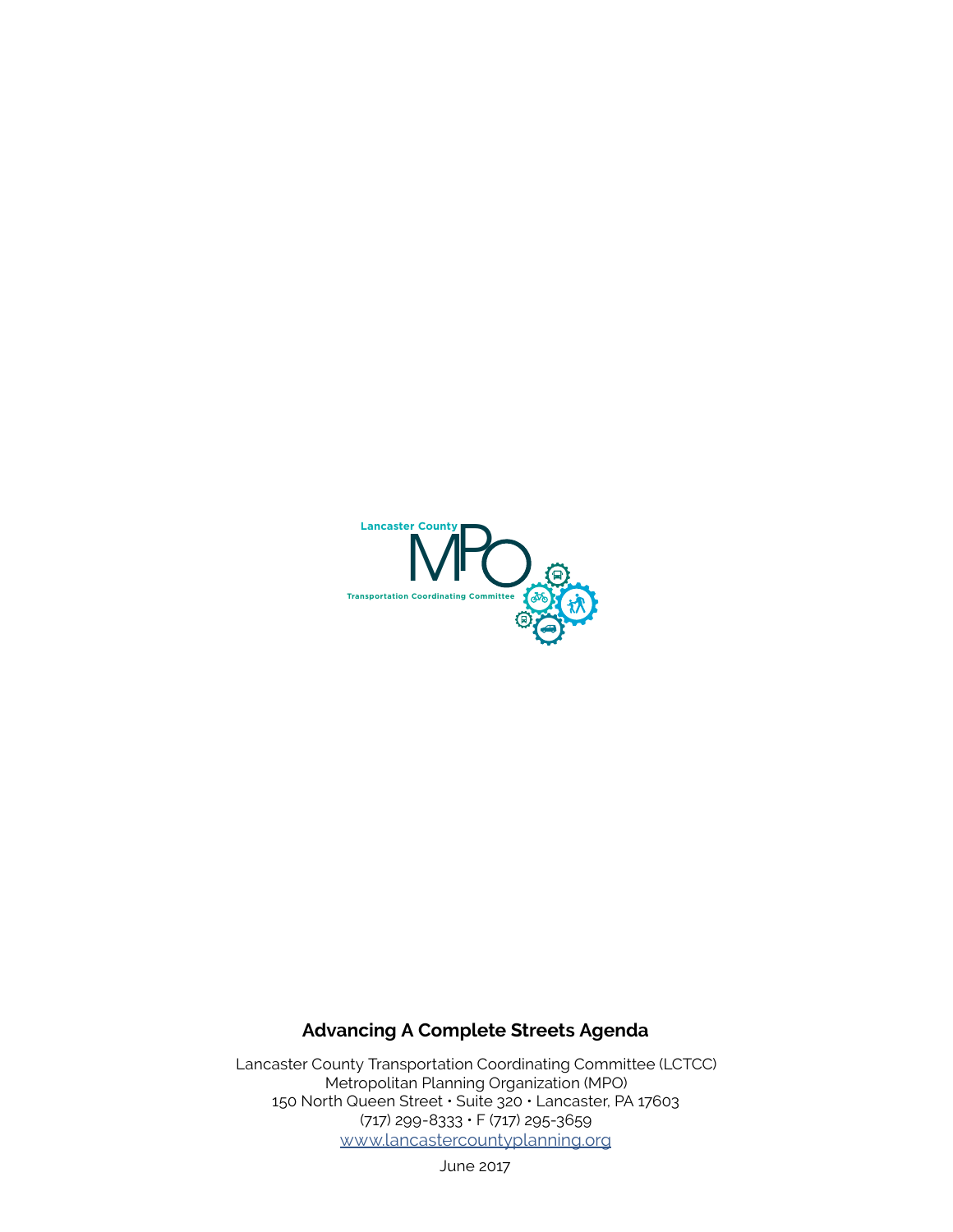Lancaster County

MPO

Transportation Coordinating Committee

**Advancing A Complete Streets Agenda**

Lancaster County Transportation Coordinating Committee (LCTCC)
Metropolitan Planning Organization (MPO)
150 North Queen Street • Suite 320 • Lancaster, PA 17603
(717) 299-8333 • F (717) 295-3659
www.lancastercountyplanning.org

June 2017